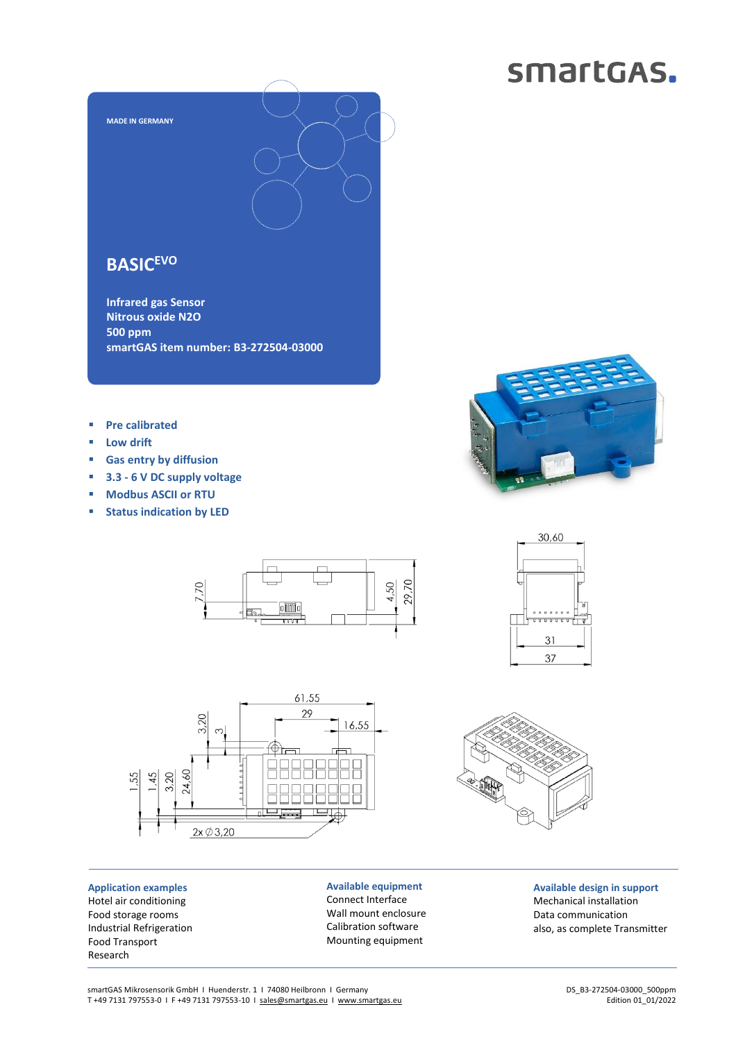smartGAS.

MADE IN GERMANY

# BASIC[EVO]

**Infrared gas Sensor**
**Nitrous oxide N2O**
**500 ppm**
**smartGAS item number: B3-272504-03000**

- Pre calibrated
- Low drift
- Gas entry by diffusion
- 3.3 - 6 V DC supply voltage
- Modbus ASCII or RTU
- Status indication by LED

### Application examples
Hotel air conditioning
Food storage rooms
Industrial Refrigeration
Food Transport
Research

### Available equipment
Connect Interface
Wall mount enclosure
Calibration software
Mounting equipment

### Available design in support
Mechanical installation
Data communication
also, as complete Transmitter

smartGAS Mikrosensorik GmbH I Huenderstr. 1 I 74080 Heilbronn I Germany
T +49 7131 797553-0 I F +49 7131 797553-10 I sales@smartgas.eu I www.smartgas.eu

DS_B3-272504-03000_500ppm
Edition 01_01/2022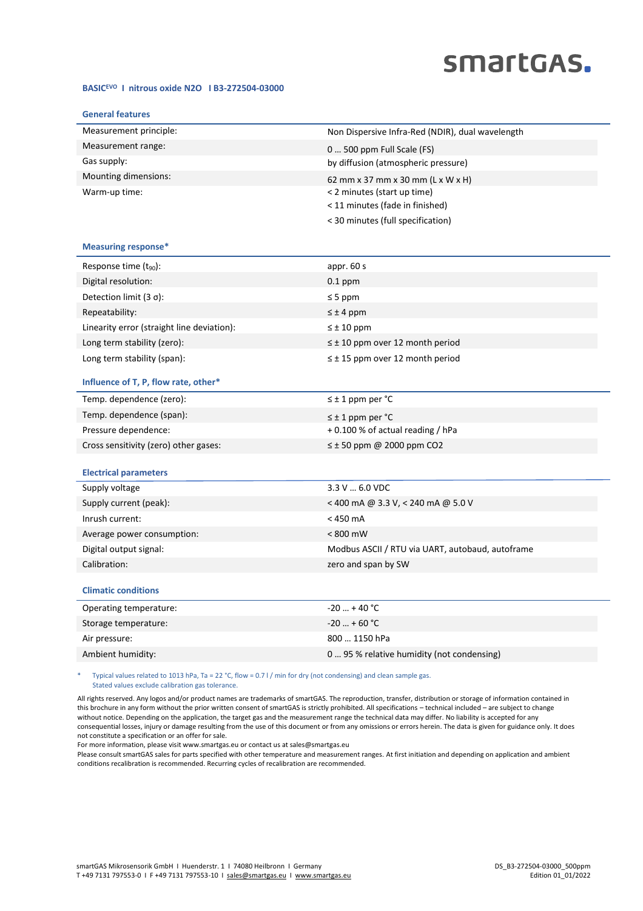smartGAS.

**BASIC$^{EVO}$ I nitrous oxide N2O I B3-272504-03000**

### General features

| | |
|---|---|
| Measurement principle: | Non Dispersive Infra-Red (NDIR), dual wavelength |
| Measurement range: | 0 … 500 ppm Full Scale (FS) |
| Gas supply: | by diffusion (atmospheric pressure) |
| Mounting dimensions: | 62 mm x 37 mm x 30 mm (L x W x H) |
| Warm-up time: | < 2 minutes (start up time)<br>< 11 minutes (fade in finished)<br>< 30 minutes (full specification) |

### Measuring response*

| | |
|---|---|
| Response time ($t_{90}$): | appr. 60 s |
| Digital resolution: | 0.1 ppm |
| Detection limit (3 σ): | ≤ 5 ppm |
| Repeatability: | ≤ ± 4 ppm |
| Linearity error (straight line deviation): | ≤ ± 10 ppm |
| Long term stability (zero): | ≤ ± 10 ppm over 12 month period |
| Long term stability (span): | ≤ ± 15 ppm over 12 month period |

### Influence of T, P, flow rate, other*

| | |
|---|---|
| Temp. dependence (zero): | ≤ ± 1 ppm per °C |
| Temp. dependence (span): | ≤ ± 1 ppm per °C |
| Pressure dependence: | + 0.100 % of actual reading / hPa |
| Cross sensitivity (zero) other gases: | ≤ ± 50 ppm @ 2000 ppm CO2 |

### Electrical parameters

| | |
|---|---|
| Supply voltage | 3.3 V … 6.0 VDC |
| Supply current (peak): | < 400 mA @ 3.3 V, < 240 mA @ 5.0 V |
| Inrush current: | < 450 mA |
| Average power consumption: | < 800 mW |
| Digital output signal: | Modbus ASCII / RTU via UART, autobaud, autoframe |
| Calibration: | zero and span by SW |

### Climatic conditions

| | |
|---|---|
| Operating temperature: | -20 … + 40 °C |
| Storage temperature: | -20 … + 60 °C |
| Air pressure: | 800 … 1150 hPa |
| Ambient humidity: | 0 … 95 % relative humidity (not condensing) |

\* Typical values related to 1013 hPa, Ta = 22 °C, flow = 0.7 l / min for dry (not condensing) and clean sample gas. Stated values exclude calibration gas tolerance.

All rights reserved. Any logos and/or product names are trademarks of smartGAS. The reproduction, transfer, distribution or storage of information contained in this brochure in any form without the prior written consent of smartGAS is strictly prohibited. All specifications – technical included – are subject to change without notice. Depending on the application, the target gas and the measurement range the technical data may differ. No liability is accepted for any consequential losses, injury or damage resulting from the use of this document or from any omissions or errors herein. The data is given for guidance only. It does not constitute a specification or an offer for sale.
For more information, please visit www.smartgas.eu or contact us at sales@smartgas.eu
Please consult smartGAS sales for parts specified with other temperature and measurement ranges. At first initiation and depending on application and ambient conditions recalibration is recommended. Recurring cycles of recalibration are recommended.

smartGAS Mikrosensorik GmbH I Huenderstr. 1 I 74080 Heilbronn I Germany
T +49 7131 797553-0 I F +49 7131 797553-10 I sales@smartgas.eu I www.smartgas.eu

DS_B3-272504-03000_500ppm
Edition 01_01/2022